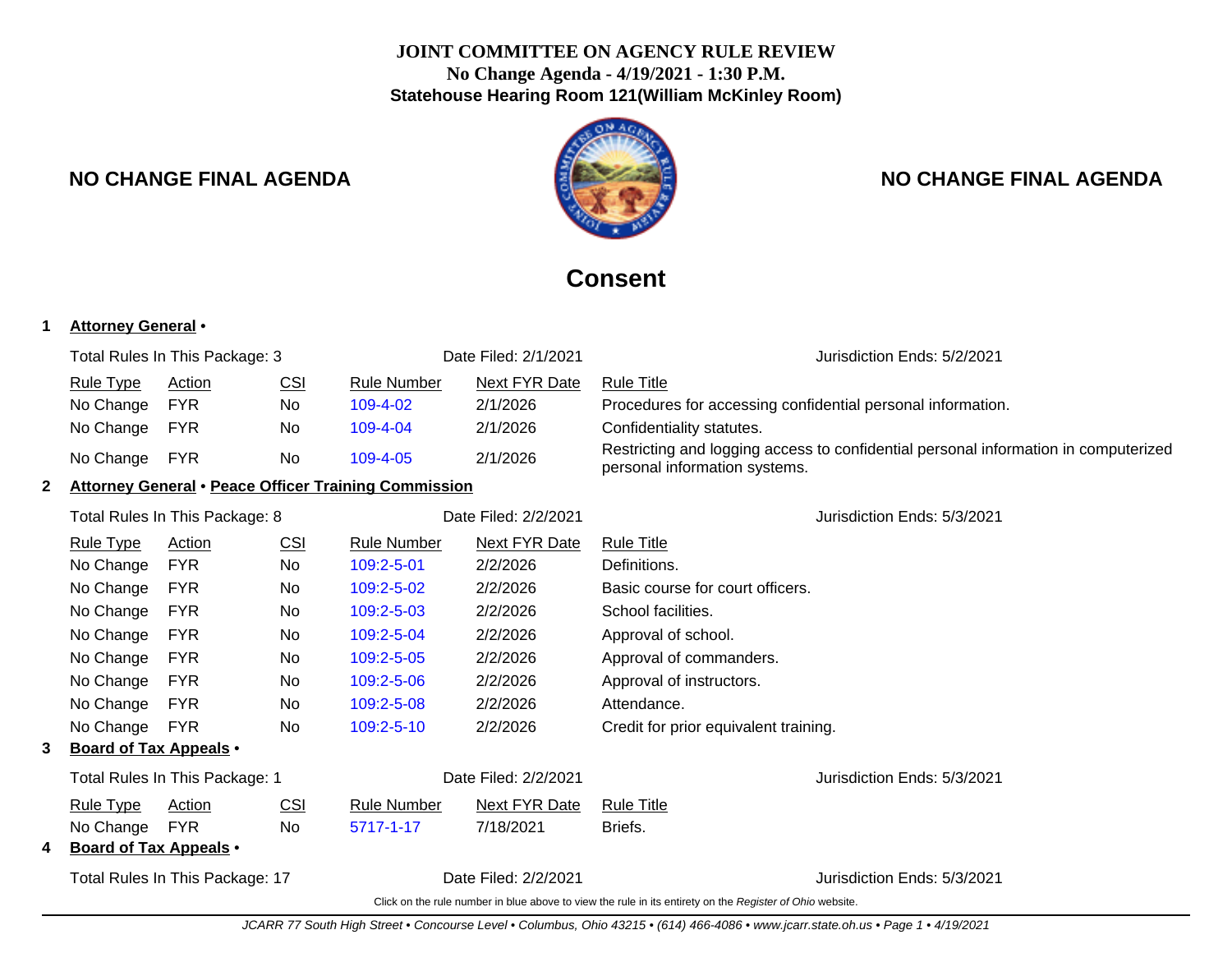# JOINT COMMITTEE ON AGENCY RULE REVIEW

**No Change Agenda - 4/19/2021 - 1:30 P.M.**

**Statehouse Hearing Room 121(William McKinley Room)**

**NO CHANGE FINAL AGENDA** **NO CHANGE FINAL AGENDA**

## Consent

**1 Attorney General •**

Total Rules In This Package: 3 | Date Filed: 2/1/2021 | Jurisdiction Ends: 5/2/2021

| Rule Type | Action | CSI | Rule Number | Next FYR Date | Rule Title |
|---|---|---|---|---|---|
| No Change | FYR | No | 109-4-02 | 2/1/2026 | Procedures for accessing confidential personal information. |
| No Change | FYR | No | 109-4-04 | 2/1/2026 | Confidentiality statutes. |
| No Change | FYR | No | 109-4-05 | 2/1/2026 | Restricting and logging access to confidential personal information in computerized personal information systems. |

**2 Attorney General • Peace Officer Training Commission**

Total Rules In This Package: 8 | Date Filed: 2/2/2021 | Jurisdiction Ends: 5/3/2021

| Rule Type | Action | CSI | Rule Number | Next FYR Date | Rule Title |
|---|---|---|---|---|---|
| No Change | FYR | No | 109:2-5-01 | 2/2/2026 | Definitions. |
| No Change | FYR | No | 109:2-5-02 | 2/2/2026 | Basic course for court officers. |
| No Change | FYR | No | 109:2-5-03 | 2/2/2026 | School facilities. |
| No Change | FYR | No | 109:2-5-04 | 2/2/2026 | Approval of school. |
| No Change | FYR | No | 109:2-5-05 | 2/2/2026 | Approval of commanders. |
| No Change | FYR | No | 109:2-5-06 | 2/2/2026 | Approval of instructors. |
| No Change | FYR | No | 109:2-5-08 | 2/2/2026 | Attendance. |
| No Change | FYR | No | 109:2-5-10 | 2/2/2026 | Credit for prior equivalent training. |

**3 Board of Tax Appeals •**

Total Rules In This Package: 1 | Date Filed: 2/2/2021 | Jurisdiction Ends: 5/3/2021

| Rule Type | Action | CSI | Rule Number | Next FYR Date | Rule Title |
|---|---|---|---|---|---|
| No Change | FYR | No | 5717-1-17 | 7/18/2021 | Briefs. |

**4 Board of Tax Appeals •**

Total Rules In This Package: 17 | Date Filed: 2/2/2021 | Jurisdiction Ends: 5/3/2021

Click on the rule number in blue above to view the rule in its entirety on the *Register of Ohio* website.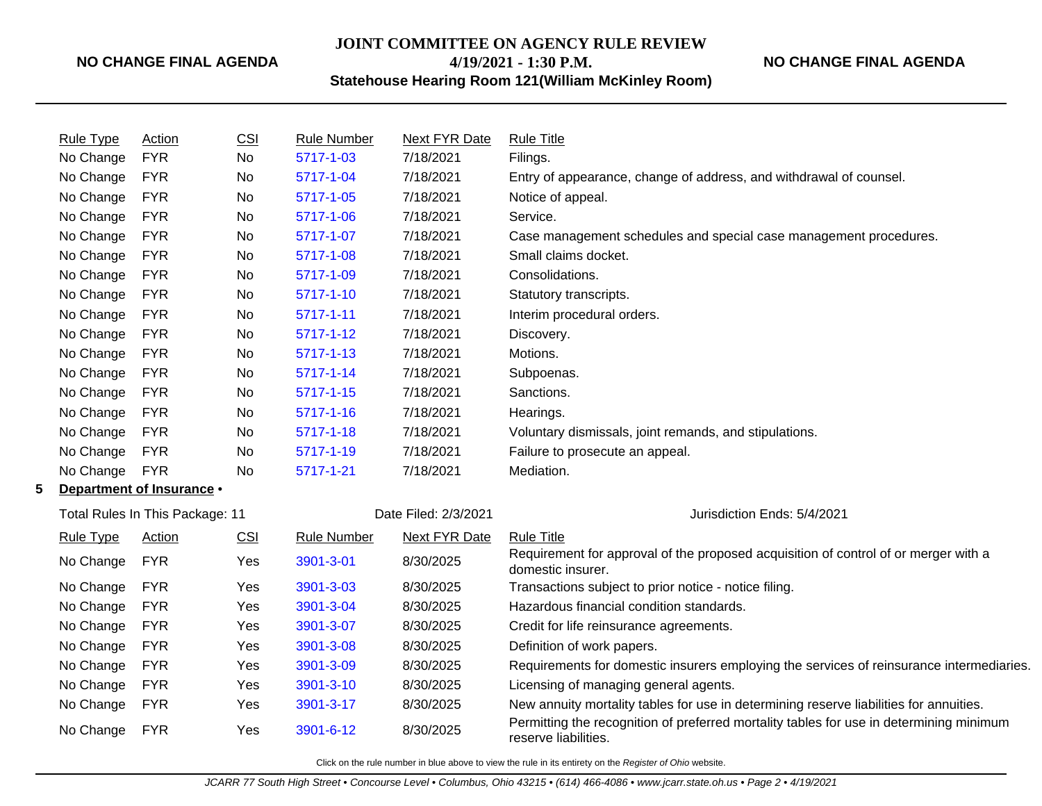| Rule Type | Action | CSI | Rule Number | Next FYR Date | Rule Title |
|---|---|---|---|---|---|
| No Change | FYR | No | 5717-1-03 | 7/18/2021 | Filings. |
| No Change | FYR | No | 5717-1-04 | 7/18/2021 | Entry of appearance, change of address, and withdrawal of counsel. |
| No Change | FYR | No | 5717-1-05 | 7/18/2021 | Notice of appeal. |
| No Change | FYR | No | 5717-1-06 | 7/18/2021 | Service. |
| No Change | FYR | No | 5717-1-07 | 7/18/2021 | Case management schedules and special case management procedures. |
| No Change | FYR | No | 5717-1-08 | 7/18/2021 | Small claims docket. |
| No Change | FYR | No | 5717-1-09 | 7/18/2021 | Consolidations. |
| No Change | FYR | No | 5717-1-10 | 7/18/2021 | Statutory transcripts. |
| No Change | FYR | No | 5717-1-11 | 7/18/2021 | Interim procedural orders. |
| No Change | FYR | No | 5717-1-12 | 7/18/2021 | Discovery. |
| No Change | FYR | No | 5717-1-13 | 7/18/2021 | Motions. |
| No Change | FYR | No | 5717-1-14 | 7/18/2021 | Subpoenas. |
| No Change | FYR | No | 5717-1-15 | 7/18/2021 | Sanctions. |
| No Change | FYR | No | 5717-1-16 | 7/18/2021 | Hearings. |
| No Change | FYR | No | 5717-1-18 | 7/18/2021 | Voluntary dismissals, joint remands, and stipulations. |
| No Change | FYR | No | 5717-1-19 | 7/18/2021 | Failure to prosecute an appeal. |
| No Change | FYR | No | 5717-1-21 | 7/18/2021 | Mediation. |

## 5 Department of Insurance •

Total Rules In This Package: 11 | Date Filed: 2/3/2021 | Jurisdiction Ends: 5/4/2021

| Rule Type | Action | CSI | Rule Number | Next FYR Date | Rule Title |
|---|---|---|---|---|---|
| No Change | FYR | Yes | 3901-3-01 | 8/30/2025 | Requirement for approval of the proposed acquisition of control of or merger with a domestic insurer. |
| No Change | FYR | Yes | 3901-3-03 | 8/30/2025 | Transactions subject to prior notice - notice filing. |
| No Change | FYR | Yes | 3901-3-04 | 8/30/2025 | Hazardous financial condition standards. |
| No Change | FYR | Yes | 3901-3-07 | 8/30/2025 | Credit for life reinsurance agreements. |
| No Change | FYR | Yes | 3901-3-08 | 8/30/2025 | Definition of work papers. |
| No Change | FYR | Yes | 3901-3-09 | 8/30/2025 | Requirements for domestic insurers employing the services of reinsurance intermediaries. |
| No Change | FYR | Yes | 3901-3-10 | 8/30/2025 | Licensing of managing general agents. |
| No Change | FYR | Yes | 3901-3-17 | 8/30/2025 | New annuity mortality tables for use in determining reserve liabilities for annuities. |
| No Change | FYR | Yes | 3901-6-12 | 8/30/2025 | Permitting the recognition of preferred mortality tables for use in determining minimum reserve liabilities. |

Click on the rule number in blue above to view the rule in its entirety on the *Register of Ohio* website.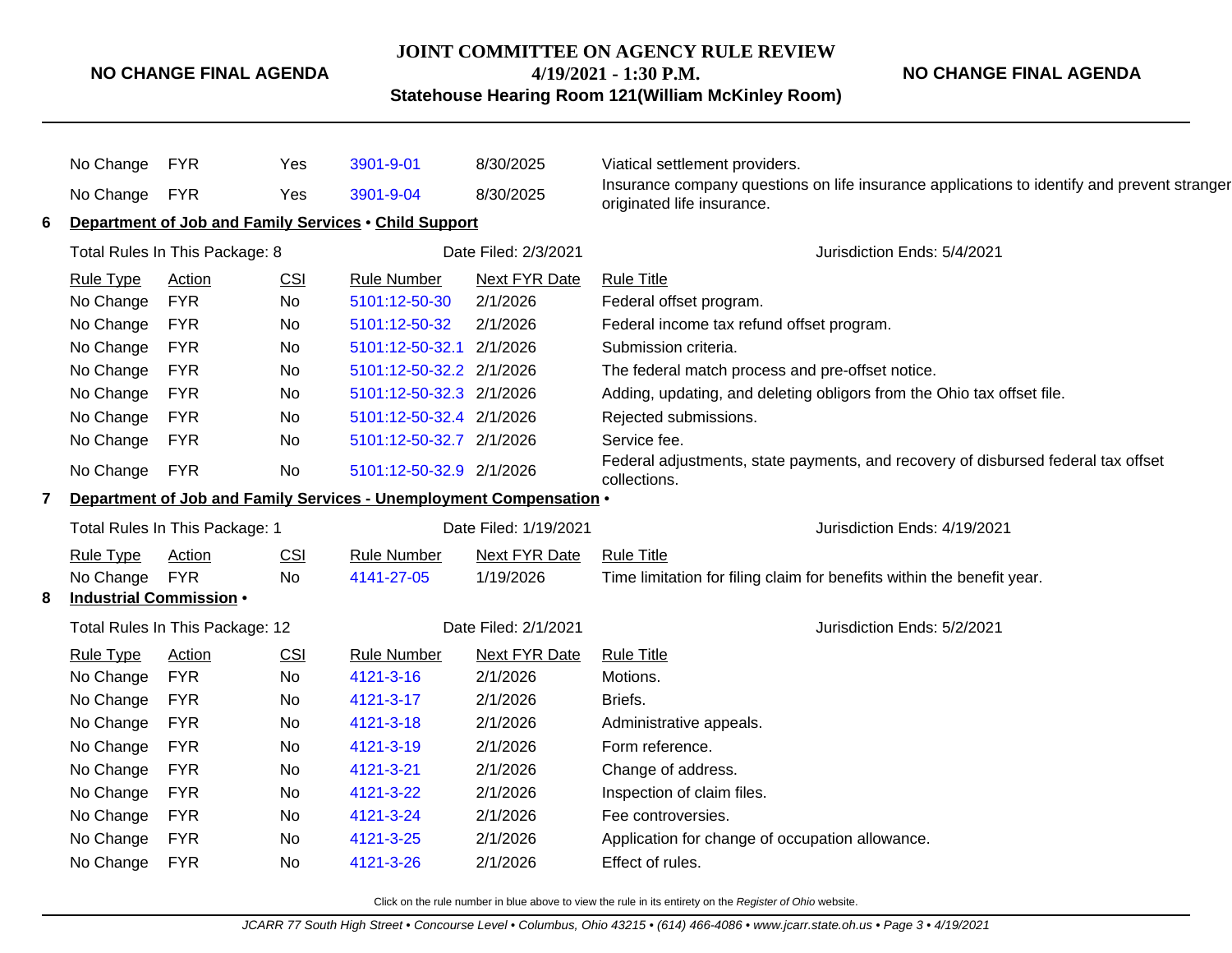| Rule Type | Action | CSI | Rule Number | Next FYR Date | Rule Title |
|---|---|---|---|---|---|
| No Change | FYR | Yes | 3901-9-01 | 8/30/2025 | Viatical settlement providers. |
| No Change | FYR | Yes | 3901-9-04 | 8/30/2025 | Insurance company questions on life insurance applications to identify and prevent stranger originated life insurance. |

**6 Department of Job and Family Services • Child Support**

Total Rules In This Package: 8 | Date Filed: 2/3/2021 | Jurisdiction Ends: 5/4/2021

| Rule Type | Action | CSI | Rule Number | Next FYR Date | Rule Title |
|---|---|---|---|---|---|
| No Change | FYR | No | 5101:12-50-30 | 2/1/2026 | Federal offset program. |
| No Change | FYR | No | 5101:12-50-32 | 2/1/2026 | Federal income tax refund offset program. |
| No Change | FYR | No | 5101:12-50-32.1 | 2/1/2026 | Submission criteria. |
| No Change | FYR | No | 5101:12-50-32.2 | 2/1/2026 | The federal match process and pre-offset notice. |
| No Change | FYR | No | 5101:12-50-32.3 | 2/1/2026 | Adding, updating, and deleting obligors from the Ohio tax offset file. |
| No Change | FYR | No | 5101:12-50-32.4 | 2/1/2026 | Rejected submissions. |
| No Change | FYR | No | 5101:12-50-32.7 | 2/1/2026 | Service fee. |
| No Change | FYR | No | 5101:12-50-32.9 | 2/1/2026 | Federal adjustments, state payments, and recovery of disbursed federal tax offset collections. |

**7 Department of Job and Family Services - Unemployment Compensation •**

Total Rules In This Package: 1 | Date Filed: 1/19/2021 | Jurisdiction Ends: 4/19/2021

| Rule Type | Action | CSI | Rule Number | Next FYR Date | Rule Title |
|---|---|---|---|---|---|
| No Change | FYR | No | 4141-27-05 | 1/19/2026 | Time limitation for filing claim for benefits within the benefit year. |

**8 Industrial Commission •**

Total Rules In This Package: 12 | Date Filed: 2/1/2021 | Jurisdiction Ends: 5/2/2021

| Rule Type | Action | CSI | Rule Number | Next FYR Date | Rule Title |
|---|---|---|---|---|---|
| No Change | FYR | No | 4121-3-16 | 2/1/2026 | Motions. |
| No Change | FYR | No | 4121-3-17 | 2/1/2026 | Briefs. |
| No Change | FYR | No | 4121-3-18 | 2/1/2026 | Administrative appeals. |
| No Change | FYR | No | 4121-3-19 | 2/1/2026 | Form reference. |
| No Change | FYR | No | 4121-3-21 | 2/1/2026 | Change of address. |
| No Change | FYR | No | 4121-3-22 | 2/1/2026 | Inspection of claim files. |
| No Change | FYR | No | 4121-3-24 | 2/1/2026 | Fee controversies. |
| No Change | FYR | No | 4121-3-25 | 2/1/2026 | Application for change of occupation allowance. |
| No Change | FYR | No | 4121-3-26 | 2/1/2026 | Effect of rules. |

Click on the rule number in blue above to view the rule in its entirety on the *Register of Ohio* website.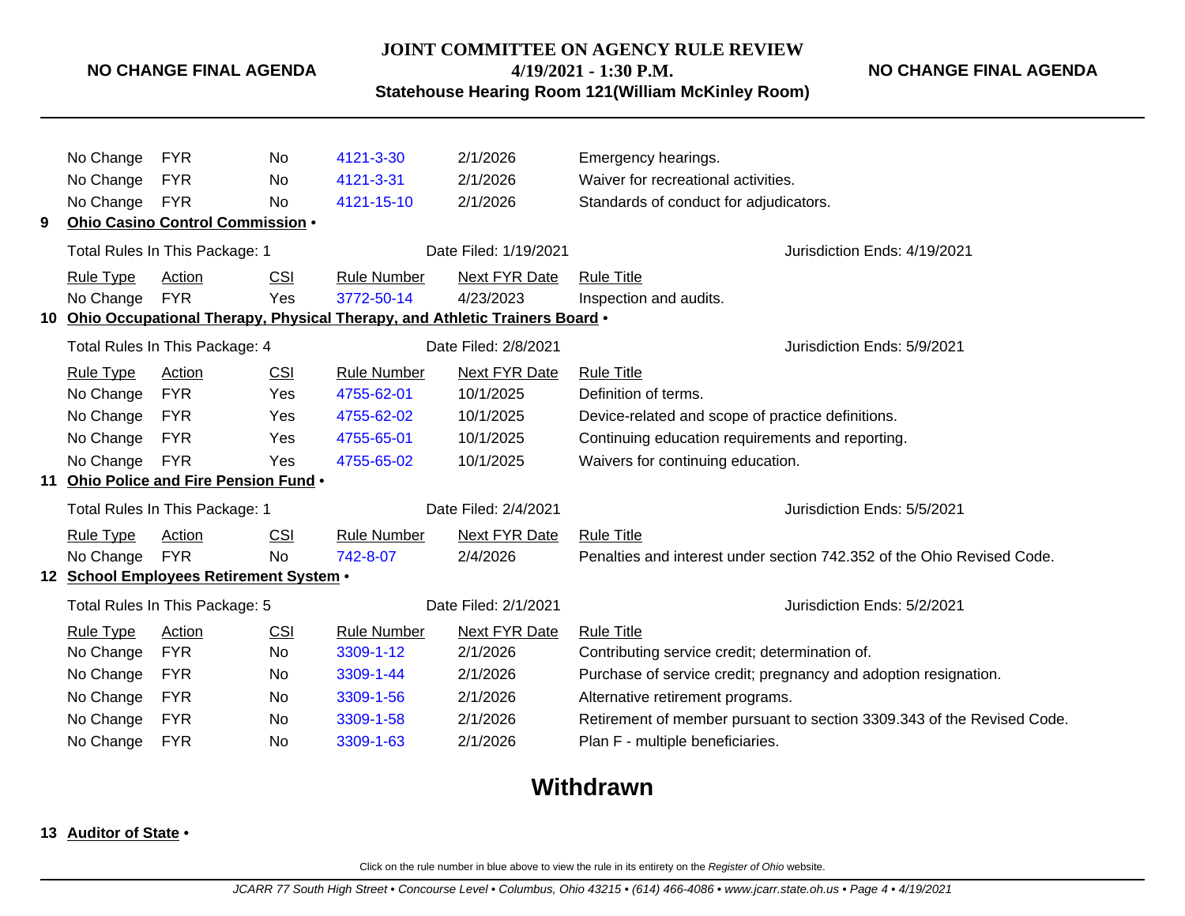| Rule Type | Action | CSI | Rule Number | Next FYR Date | Rule Title |
|---|---|---|---|---|---|
| No Change | FYR | No | 4121-3-30 | 2/1/2026 | Emergency hearings. |
| No Change | FYR | No | 4121-3-31 | 2/1/2026 | Waiver for recreational activities. |
| No Change | FYR | No | 4121-15-10 | 2/1/2026 | Standards of conduct for adjudicators. |

**9 Ohio Casino Control Commission •**

Total Rules In This Package: 1 | Date Filed: 1/19/2021 | Jurisdiction Ends: 4/19/2021

| Rule Type | Action | CSI | Rule Number | Next FYR Date | Rule Title |
|---|---|---|---|---|---|
| No Change | FYR | Yes | 3772-50-14 | 4/23/2023 | Inspection and audits. |

**10 Ohio Occupational Therapy, Physical Therapy, and Athletic Trainers Board •**

Total Rules In This Package: 4 | Date Filed: 2/8/2021 | Jurisdiction Ends: 5/9/2021

| Rule Type | Action | CSI | Rule Number | Next FYR Date | Rule Title |
|---|---|---|---|---|---|
| No Change | FYR | Yes | 4755-62-01 | 10/1/2025 | Definition of terms. |
| No Change | FYR | Yes | 4755-62-02 | 10/1/2025 | Device-related and scope of practice definitions. |
| No Change | FYR | Yes | 4755-65-01 | 10/1/2025 | Continuing education requirements and reporting. |
| No Change | FYR | Yes | 4755-65-02 | 10/1/2025 | Waivers for continuing education. |

**11 Ohio Police and Fire Pension Fund •**

Total Rules In This Package: 1 | Date Filed: 2/4/2021 | Jurisdiction Ends: 5/5/2021

| Rule Type | Action | CSI | Rule Number | Next FYR Date | Rule Title |
|---|---|---|---|---|---|
| No Change | FYR | No | 742-8-07 | 2/4/2026 | Penalties and interest under section 742.352 of the Ohio Revised Code. |

**12 School Employees Retirement System •**

Total Rules In This Package: 5 | Date Filed: 2/1/2021 | Jurisdiction Ends: 5/2/2021

| Rule Type | Action | CSI | Rule Number | Next FYR Date | Rule Title |
|---|---|---|---|---|---|
| No Change | FYR | No | 3309-1-12 | 2/1/2026 | Contributing service credit; determination of. |
| No Change | FYR | No | 3309-1-44 | 2/1/2026 | Purchase of service credit; pregnancy and adoption resignation. |
| No Change | FYR | No | 3309-1-56 | 2/1/2026 | Alternative retirement programs. |
| No Change | FYR | No | 3309-1-58 | 2/1/2026 | Retirement of member pursuant to section 3309.343 of the Revised Code. |
| No Change | FYR | No | 3309-1-63 | 2/1/2026 | Plan F - multiple beneficiaries. |

## Withdrawn

**13 Auditor of State •**

Click on the rule number in blue above to view the rule in its entirety on the *Register of Ohio* website.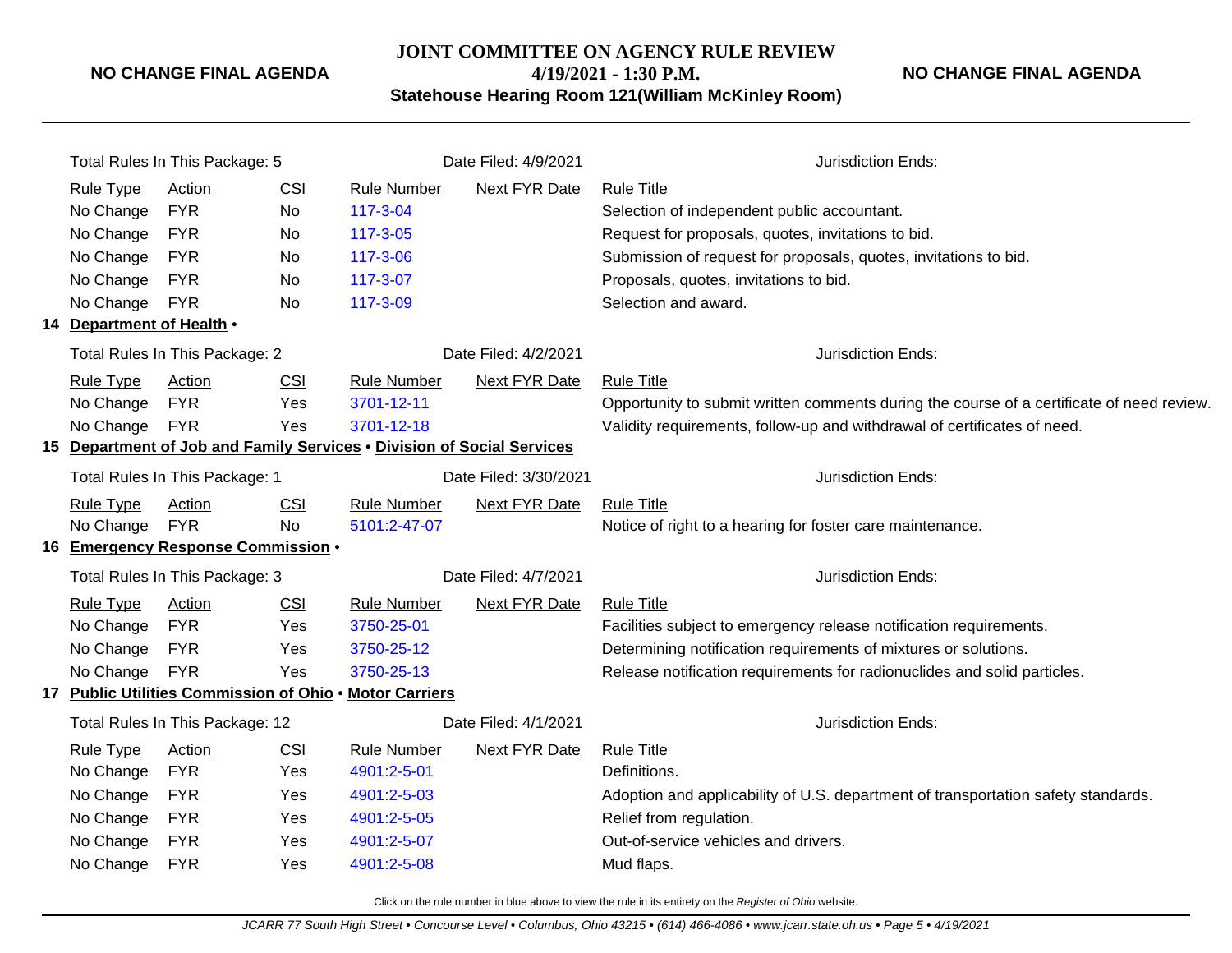Total Rules In This Package: 5 | Date Filed: 4/9/2021 | Jurisdiction Ends:

| Rule Type | Action | CSI | Rule Number | Next FYR Date | Rule Title |
|---|---|---|---|---|---|
| No Change | FYR | No | 117-3-04 | | Selection of independent public accountant. |
| No Change | FYR | No | 117-3-05 | | Request for proposals, quotes, invitations to bid. |
| No Change | FYR | No | 117-3-06 | | Submission of request for proposals, quotes, invitations to bid. |
| No Change | FYR | No | 117-3-07 | | Proposals, quotes, invitations to bid. |
| No Change | FYR | No | 117-3-09 | | Selection and award. |

**14 Department of Health •**

Total Rules In This Package: 2 | Date Filed: 4/2/2021 | Jurisdiction Ends:

| Rule Type | Action | CSI | Rule Number | Next FYR Date | Rule Title |
|---|---|---|---|---|---|
| No Change | FYR | Yes | 3701-12-11 | | Opportunity to submit written comments during the course of a certificate of need review. |
| No Change | FYR | Yes | 3701-12-18 | | Validity requirements, follow-up and withdrawal of certificates of need. |

**15 Department of Job and Family Services • Division of Social Services**

Total Rules In This Package: 1 | Date Filed: 3/30/2021 | Jurisdiction Ends:

| Rule Type | Action | CSI | Rule Number | Next FYR Date | Rule Title |
|---|---|---|---|---|---|
| No Change | FYR | No | 5101:2-47-07 | | Notice of right to a hearing for foster care maintenance. |

**16 Emergency Response Commission •**

Total Rules In This Package: 3 | Date Filed: 4/7/2021 | Jurisdiction Ends:

| Rule Type | Action | CSI | Rule Number | Next FYR Date | Rule Title |
|---|---|---|---|---|---|
| No Change | FYR | Yes | 3750-25-01 | | Facilities subject to emergency release notification requirements. |
| No Change | FYR | Yes | 3750-25-12 | | Determining notification requirements of mixtures or solutions. |
| No Change | FYR | Yes | 3750-25-13 | | Release notification requirements for radionuclides and solid particles. |

**17 Public Utilities Commission of Ohio • Motor Carriers**

Total Rules In This Package: 12 | Date Filed: 4/1/2021 | Jurisdiction Ends:

| Rule Type | Action | CSI | Rule Number | Next FYR Date | Rule Title |
|---|---|---|---|---|---|
| No Change | FYR | Yes | 4901:2-5-01 | | Definitions. |
| No Change | FYR | Yes | 4901:2-5-03 | | Adoption and applicability of U.S. department of transportation safety standards. |
| No Change | FYR | Yes | 4901:2-5-05 | | Relief from regulation. |
| No Change | FYR | Yes | 4901:2-5-07 | | Out-of-service vehicles and drivers. |
| No Change | FYR | Yes | 4901:2-5-08 | | Mud flaps. |

Click on the rule number in blue above to view the rule in its entirety on the *Register of Ohio* website.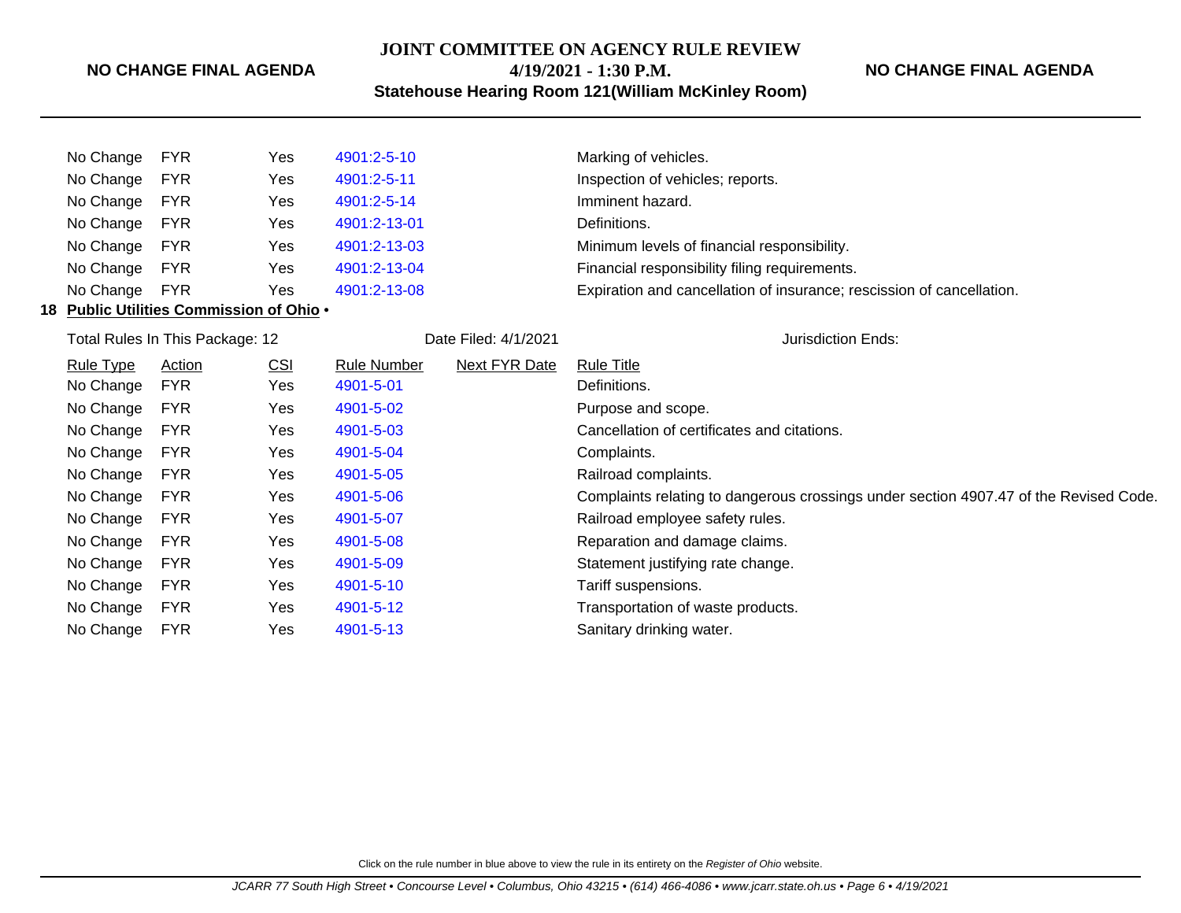| | | | | | |
|---|---|---|---|---|---|
| No Change | FYR | Yes | 4901:2-5-10 | | Marking of vehicles. |
| No Change | FYR | Yes | 4901:2-5-11 | | Inspection of vehicles; reports. |
| No Change | FYR | Yes | 4901:2-5-14 | | Imminent hazard. |
| No Change | FYR | Yes | 4901:2-13-01 | | Definitions. |
| No Change | FYR | Yes | 4901:2-13-03 | | Minimum levels of financial responsibility. |
| No Change | FYR | Yes | 4901:2-13-04 | | Financial responsibility filing requirements. |
| No Change | FYR | Yes | 4901:2-13-08 | | Expiration and cancellation of insurance; rescission of cancellation. |

**18 Public Utilities Commission of Ohio •**

Total Rules In This Package: 12 Date Filed: 4/1/2021 Jurisdiction Ends:

| Rule Type | Action | CSI | Rule Number | Next FYR Date | Rule Title |
|---|---|---|---|---|---|
| No Change | FYR | Yes | 4901-5-01 | | Definitions. |
| No Change | FYR | Yes | 4901-5-02 | | Purpose and scope. |
| No Change | FYR | Yes | 4901-5-03 | | Cancellation of certificates and citations. |
| No Change | FYR | Yes | 4901-5-04 | | Complaints. |
| No Change | FYR | Yes | 4901-5-05 | | Railroad complaints. |
| No Change | FYR | Yes | 4901-5-06 | | Complaints relating to dangerous crossings under section 4907.47 of the Revised Code. |
| No Change | FYR | Yes | 4901-5-07 | | Railroad employee safety rules. |
| No Change | FYR | Yes | 4901-5-08 | | Reparation and damage claims. |
| No Change | FYR | Yes | 4901-5-09 | | Statement justifying rate change. |
| No Change | FYR | Yes | 4901-5-10 | | Tariff suspensions. |
| No Change | FYR | Yes | 4901-5-12 | | Transportation of waste products. |
| No Change | FYR | Yes | 4901-5-13 | | Sanitary drinking water. |

Click on the rule number in blue above to view the rule in its entirety on the *Register of Ohio* website.